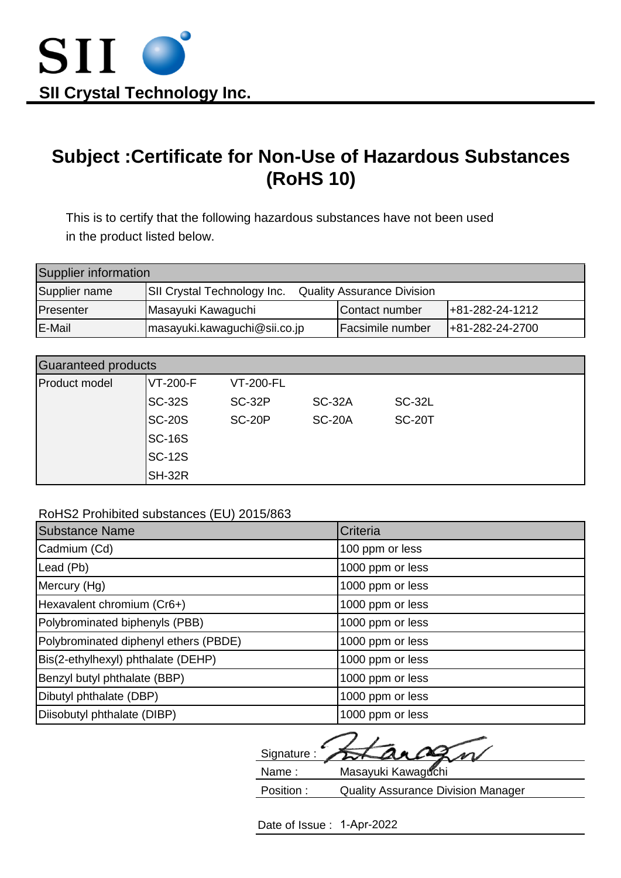SII

**SII Crystal Technology Inc.**

# Subject :Certificate for Non-Use of Hazardous Substances (RoHS 10)

This is to certify that the following hazardous substances have not been used in the product listed below.

| Supplier information | | | |
|---|---|---|---|
| Supplier name | SII Crystal Technology Inc. Quality Assurance Division | | |
| Presenter | Masayuki Kawaguchi | Contact number | +81-282-24-1212 |
| E-Mail | masayuki.kawaguchi@sii.co.jp | Facsimile number | +81-282-24-2700 |

| Guaranteed products | | | | |
|---|---|---|---|---|
| Product model | VT-200-F | VT-200-FL | | |
| | SC-32S | SC-32P | SC-32A | SC-32L |
| | SC-20S | SC-20P | SC-20A | SC-20T |
| | SC-16S | | | |
| | SC-12S | | | |
| | SH-32R | | | |

RoHS2 Prohibited substances (EU) 2015/863

| Substance Name | Criteria |
|---|---|
| Cadmium (Cd) | 100 ppm or less |
| Lead (Pb) | 1000 ppm or less |
| Mercury (Hg) | 1000 ppm or less |
| Hexavalent chromium (Cr6+) | 1000 ppm or less |
| Polybrominated biphenyls (PBB) | 1000 ppm or less |
| Polybrominated diphenyl ethers (PBDE) | 1000 ppm or less |
| Bis(2-ethylhexyl) phthalate (DEHP) | 1000 ppm or less |
| Benzyl butyl phthalate (BBP) | 1000 ppm or less |
| Dibutyl phthalate (DBP) | 1000 ppm or less |
| Diisobutyl phthalate (DIBP) | 1000 ppm or less |

Signature :

Name : Masayuki Kawaguchi

Position : Quality Assurance Division Manager

Date of Issue : 1-Apr-2022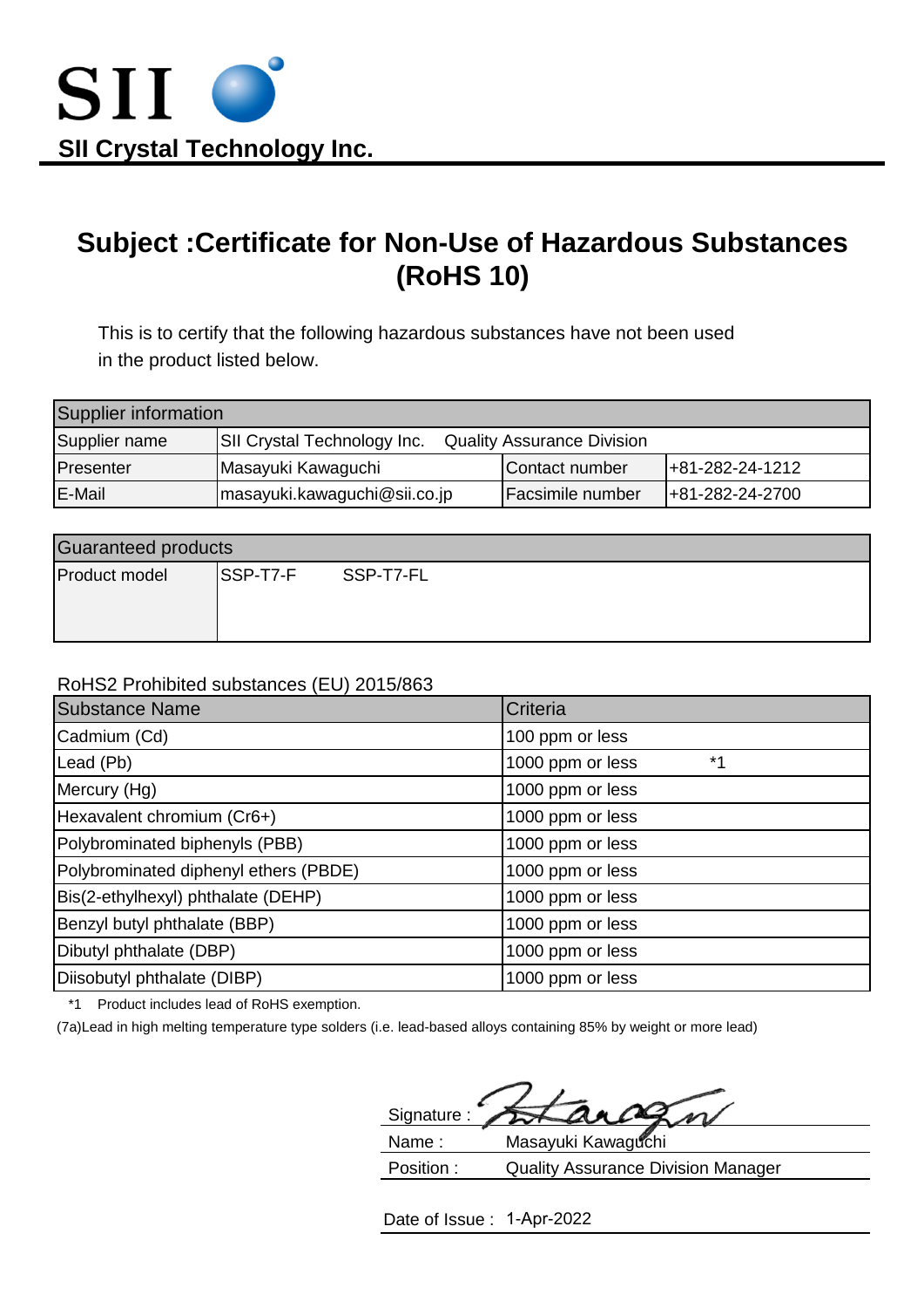SII

**SII Crystal Technology Inc.**

# Subject :Certificate for Non-Use of Hazardous Substances (RoHS 10)

This is to certify that the following hazardous substances have not been used in the product listed below.

| Supplier information | | | |
|---|---|---|---|
| Supplier name | SII Crystal Technology Inc. Quality Assurance Division | | |
| Presenter | Masayuki Kawaguchi | Contact number | +81-282-24-1212 |
| E-Mail | masayuki.kawaguchi@sii.co.jp | Facsimile number | +81-282-24-2700 |

| Guaranteed products | |
|---|---|
| Product model | SSP-T7-F SSP-T7-FL |

RoHS2 Prohibited substances (EU) 2015/863

| Substance Name | Criteria |
|---|---|
| Cadmium (Cd) | 100 ppm or less |
| Lead (Pb) | 1000 ppm or less *1 |
| Mercury (Hg) | 1000 ppm or less |
| Hexavalent chromium (Cr6+) | 1000 ppm or less |
| Polybrominated biphenyls (PBB) | 1000 ppm or less |
| Polybrominated diphenyl ethers (PBDE) | 1000 ppm or less |
| Bis(2-ethylhexyl) phthalate (DEHP) | 1000 ppm or less |
| Benzyl butyl phthalate (BBP) | 1000 ppm or less |
| Dibutyl phthalate (DBP) | 1000 ppm or less |
| Diisobutyl phthalate (DIBP) | 1000 ppm or less |

*1 Product includes lead of RoHS exemption.

(7a)Lead in high melting temperature type solders (i.e. lead-based alloys containing 85% by weight or more lead)

Signature :

Name : Masayuki Kawaguchi

Position : Quality Assurance Division Manager

Date of Issue : 1-Apr-2022